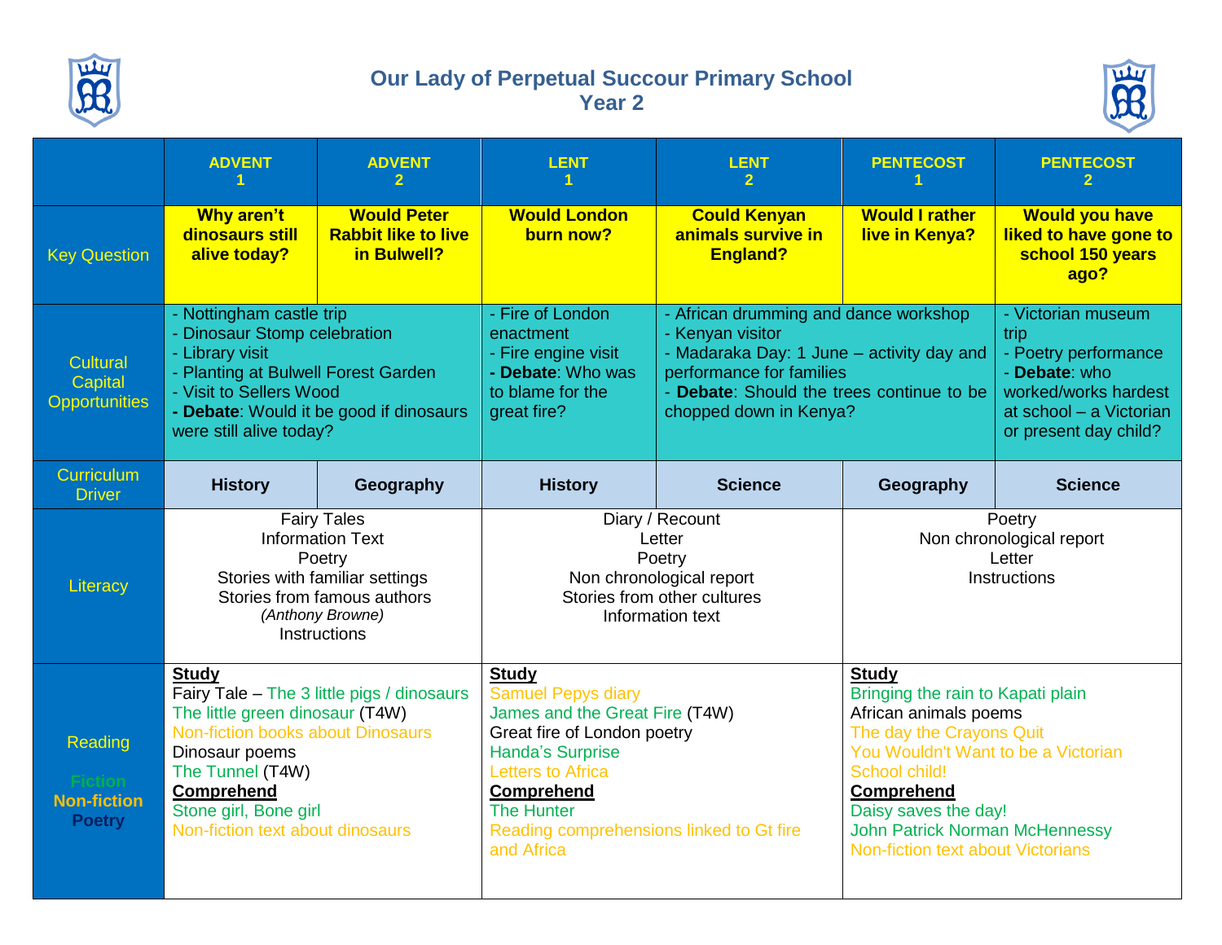# Our Lady of Perpetual Succour Primary School
## Year 2

| | ADVENT 1 | ADVENT 2 | LENT 1 | LENT 2 | PENTECOST 1 | PENTECOST 2 |
|---|---|---|---|---|---|---|
| Key Question | **Why aren't dinosaurs still alive today?** | **Would Peter Rabbit like to live in Bulwell?** | **Would London burn now?** | **Could Kenyan animals survive in England?** | **Would I rather live in Kenya?** | **Would you have liked to have gone to school 150 years ago?** |
| Cultural Capital Opportunities | - Nottingham castle trip<br>- Dinosaur Stomp celebration<br>- Library visit<br>- Planting at Bulwell Forest Garden<br>- Visit to Sellers Wood<br>- **Debate**: Would it be good if dinosaurs were still alive today? | | - Fire of London enactment<br>- Fire engine visit<br>- **Debate**: Who was to blame for the great fire? | - African drumming and dance workshop<br>- Kenyan visitor<br>- Madaraka Day: 1 June – activity day and performance for families<br>- **Debate**: Should the trees continue to be chopped down in Kenya? | | - Victorian museum trip<br>- Poetry performance<br>- **Debate**: who worked/works hardest at school – a Victorian or present day child? |
| Curriculum Driver | **History** | **Geography** | **History** | **Science** | **Geography** | **Science** |
| Literacy | Fairy Tales<br>Information Text<br>Poetry<br>Stories with familiar settings<br>Stories from famous authors<br>*(Anthony Browne)*<br>Instructions | | Diary / Recount<br>Letter<br>Poetry<br>Non chronological report<br>Stories from other cultures<br>Information text | | Poetry<br>Non chronological report<br>Letter<br>Instructions | |
| Reading<br><br>Fiction<br>**Non-fiction**<br>**Poetry** | **Study**<br>Fairy Tale – The 3 little pigs / dinosaurs<br>The little green dinosaur (T4W)<br>Non-fiction books about Dinosaurs<br>Dinosaur poems<br>The Tunnel (T4W)<br>**Comprehend**<br>Stone girl, Bone girl<br>Non-fiction text about dinosaurs | | **Study**<br>Samuel Pepys diary<br>James and the Great Fire (T4W)<br>Great fire of London poetry<br>Handa's Surprise<br>Letters to Africa<br>**Comprehend**<br>The Hunter<br>Reading comprehensions linked to Gt fire and Africa | | **Study**<br>Bringing the rain to Kapati plain<br>African animals poems<br>The day the Crayons Quit<br>You Wouldn't Want to be a Victorian School child!<br>**Comprehend**<br>Daisy saves the day!<br>John Patrick Norman McHennessy<br>Non-fiction text about Victorians | |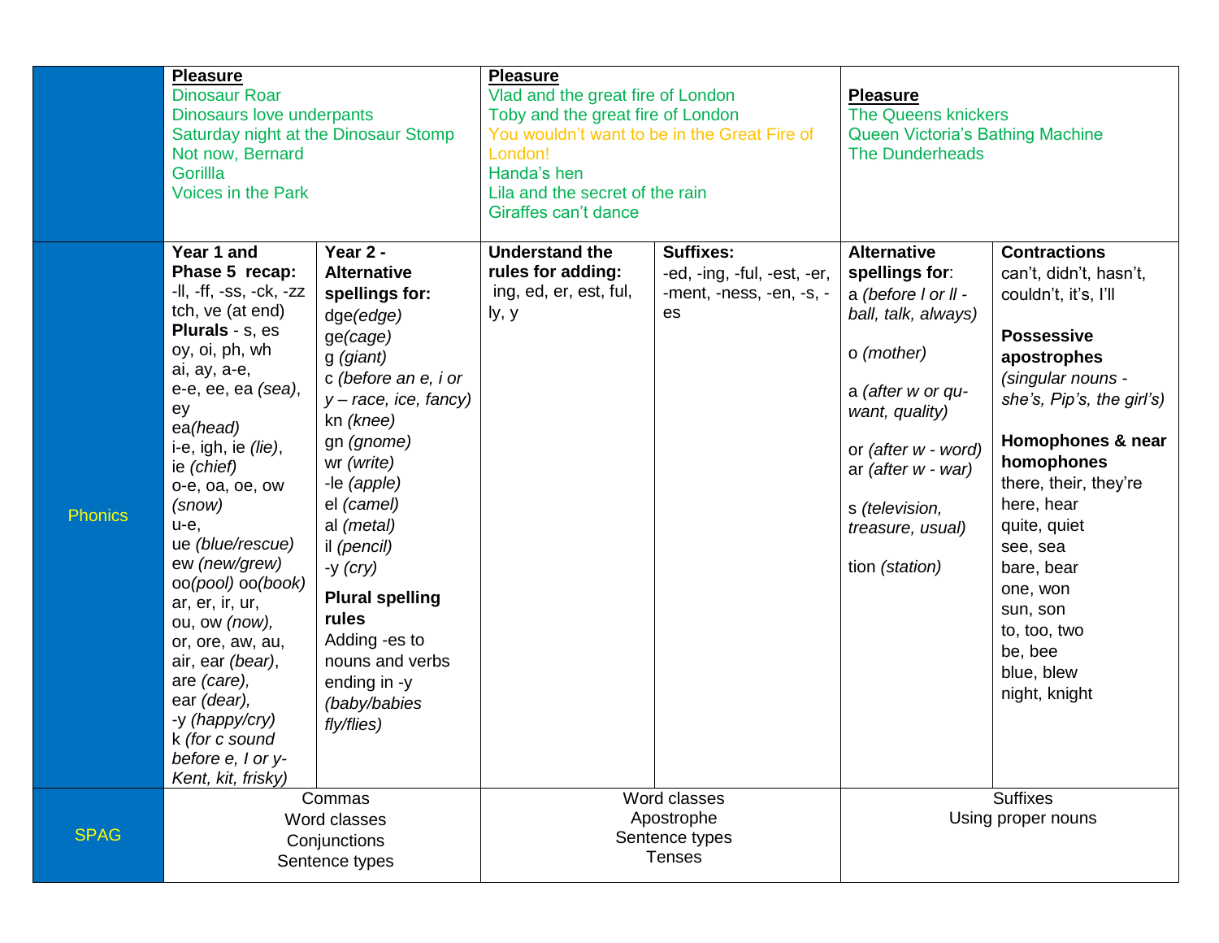| | | | | | | |
|---|---|---|---|---|---|---|
| | **Pleasure**<br>Dinosaur Roar<br>Dinosaurs love underpants<br>Saturday night at the Dinosaur Stomp<br>Not now, Bernard<br>Gorillla<br>Voices in the Park | | **Pleasure**<br>Vlad and the great fire of London<br>Toby and the great fire of London<br>You wouldn't want to be in the Great Fire of London!<br>Handa's hen<br>Lila and the secret of the rain<br>Giraffes can't dance | | **Pleasure**<br>The Queens knickers<br>Queen Victoria's Bathing Machine<br>The Dunderheads | |
| Phonics | **Year 1 and Phase 5 recap:**<br>-ll, -ff, -ss, -ck, -zz<br>tch, ve (at end)<br>**Plurals** - s, es<br>oy, oi, ph, wh<br>ai, ay, a-e,<br>e-e, ee, ea *(sea)*, ey<br>ea*(head)*<br>i-e, igh, ie *(lie)*,<br>ie *(chief)*<br>o-e, oa, oe, ow *(snow)*<br>u-e,<br>ue *(blue/rescue)*<br>ew *(new/grew)*<br>oo*(pool)* oo*(book)*<br>ar, er, ir, ur,<br>ou, ow *(now),*<br>or, ore, aw, au,<br>air, ear *(bear)*,<br>are *(care),*<br>ear *(dear),*<br>-y *(happy/cry)*<br>k *(for c sound before e, I or y- Kent, kit, frisky)* | **Year 2 - Alternative spellings for:**<br>dge*(edge)*<br>ge*(cage)*<br>g *(giant)*<br>c *(before an e, i or y – race, ice, fancy)*<br>kn *(knee)*<br>gn *(gnome)*<br>wr *(write)*<br>-le *(apple)*<br>el *(camel)*<br>al *(metal)*<br>il *(pencil)*<br>-y *(cry)*<br>**Plural spelling rules**<br>Adding -es to nouns and verbs ending in -y<br>*(baby/babies fly/flies)* | **Understand the rules for adding:**<br>ing, ed, er, est, ful, ly, y | **Suffixes:**<br>-ed, -ing, -ful, -est, -er, -ment, -ness, -en, -s, -es | **Alternative spellings for**:<br>a *(before l or ll - ball, talk, always)*<br>o *(mother)*<br>a *(after w or qu- want, quality)*<br>or *(after w - word)*<br>ar *(after w - war)*<br>s *(television, treasure, usual)*<br>tion *(station)* | **Contractions**<br>can't, didn't, hasn't, couldn't, it's, I'll<br>**Possessive apostrophes**<br>*(singular nouns - she's, Pip's, the girl's)*<br>**Homophones & near homophones**<br>there, their, they're<br>here, hear<br>quite, quiet<br>see, sea<br>bare, bear<br>one, won<br>sun, son<br>to, too, two<br>be, bee<br>blue, blew<br>night, knight |
| SPAG | Commas<br>Word classes<br>Conjunctions<br>Sentence types | | Word classes<br>Apostrophe<br>Sentence types<br>Tenses | | Suffixes<br>Using proper nouns | |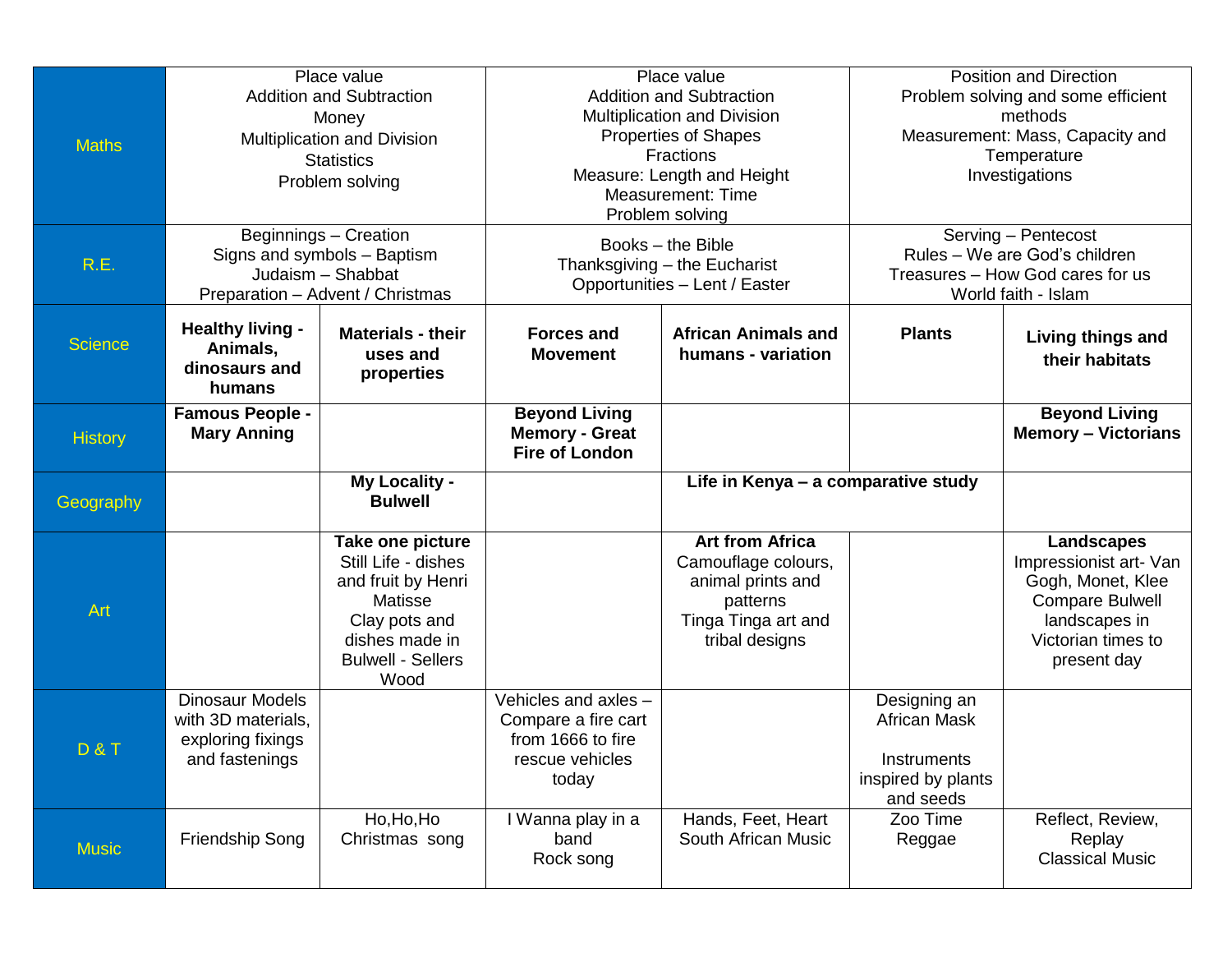| | | | | | | |
|---|---|---|---|---|---|---|
| Maths | Place value<br>Addition and Subtraction<br>Money<br>Multiplication and Division<br>Statistics<br>Problem solving | | Place value<br>Addition and Subtraction<br>Multiplication and Division<br>Properties of Shapes<br>Fractions<br>Measure: Length and Height<br>Measurement: Time<br>Problem solving | | Position and Direction<br>Problem solving and some efficient methods<br>Measurement: Mass, Capacity and Temperature<br>Investigations | |
| R.E. | Beginnings – Creation<br>Signs and symbols – Baptism<br>Judaism – Shabbat<br>Preparation – Advent / Christmas | | Books – the Bible<br>Thanksgiving – the Eucharist<br>Opportunities – Lent / Easter | | Serving – Pentecost<br>Rules – We are God's children<br>Treasures – How God cares for us<br>World faith - Islam | |
| Science | **Healthy living - Animals, dinosaurs and humans** | **Materials - their uses and properties** | **Forces and Movement** | **African Animals and humans - variation** | **Plants** | **Living things and their habitats** |
| History | **Famous People - Mary Anning** | | **Beyond Living Memory - Great Fire of London** | | | **Beyond Living Memory – Victorians** |
| Geography | | **My Locality - Bulwell** | | **Life in Kenya – a comparative study** | | |
| Art | | **Take one picture**<br>Still Life - dishes and fruit by Henri Matisse<br>Clay pots and dishes made in Bulwell - Sellers Wood | | **Art from Africa**<br>Camouflage colours, animal prints and patterns<br>Tinga Tinga art and tribal designs | | **Landscapes**<br>Impressionist art- Van Gogh, Monet, Klee<br>Compare Bulwell landscapes in Victorian times to present day |
| D & T | Dinosaur Models with 3D materials, exploring fixings and fastenings | | Vehicles and axles – Compare a fire cart from 1666 to fire rescue vehicles today | | Designing an African Mask<br><br>Instruments inspired by plants and seeds | |
| Music | Friendship Song | Ho,Ho,Ho<br>Christmas song | I Wanna play in a band<br>Rock song | Hands, Feet, Heart<br>South African Music | Zoo Time<br>Reggae | Reflect, Review, Replay<br>Classical Music |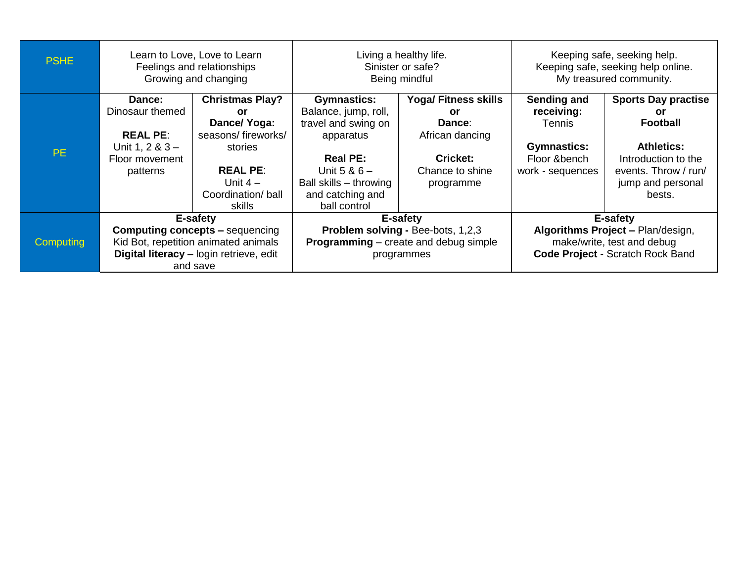| | | | | | | |
|---|---|---|---|---|---|---|
| PSHE | Learn to Love, Love to Learn<br>Feelings and relationships<br>Growing and changing | | Living a healthy life.<br>Sinister or safe?<br>Being mindful | | Keeping safe, seeking help.<br>Keeping safe, seeking help online.<br>My treasured community. | |
| PE | **Dance:**<br>Dinosaur themed<br><br>**REAL PE**:<br>Unit 1, 2 & 3 – Floor movement patterns | **Christmas Play?**<br>**or**<br>**Dance/ Yoga:**<br>seasons/ fireworks/ stories<br><br>**REAL PE**:<br>Unit 4 – Coordination/ ball skills | **Gymnastics:**<br>Balance, jump, roll, travel and swing on apparatus<br><br>**Real PE:**<br>Unit 5 & 6 – Ball skills – throwing and catching and ball control | **Yoga/ Fitness skills**<br>**or**<br>**Dance**:<br>African dancing<br><br>**Cricket:**<br>Chance to shine programme | **Sending and receiving:**<br>Tennis<br><br>**Gymnastics:**<br>Floor &bench work - sequences | **Sports Day practise**<br>**or**<br>**Football**<br><br>**Athletics:**<br>Introduction to the events. Throw / run/ jump and personal bests. |
| Computing | **E-safety**<br>**Computing concepts –** sequencing Kid Bot, repetition animated animals<br>**Digital literacy** – login retrieve, edit and save | | **E-safety**<br>**Problem solving -** Bee-bots, 1,2,3<br>**Programming** – create and debug simple programmes | | **E-safety**<br>**Algorithms Project –** Plan/design, make/write, test and debug<br>**Code Project** - Scratch Rock Band | |